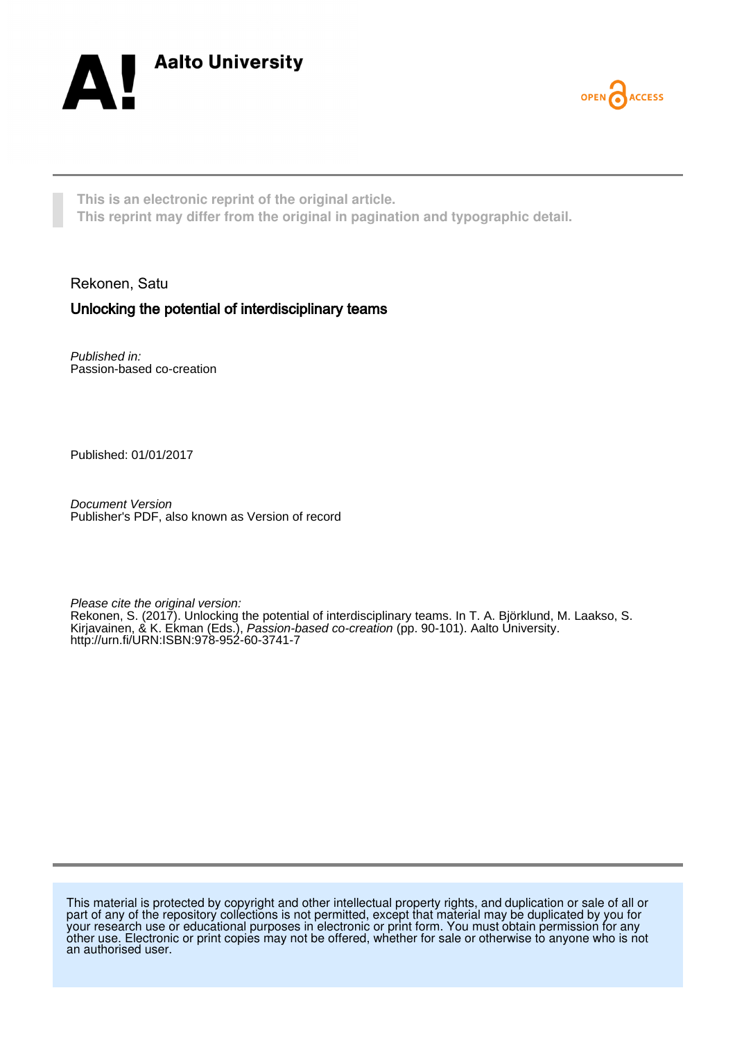Aalto University

OPEN ACCESS

**This is an electronic reprint of the original article.**
**This reprint may differ from the original in pagination and typographic detail.**

Rekonen, Satu

## Unlocking the potential of interdisciplinary teams

*Published in:*
Passion-based co-creation

Published: 01/01/2017

*Document Version*
Publisher's PDF, also known as Version of record

*Please cite the original version:*
Rekonen, S. (2017). Unlocking the potential of interdisciplinary teams. In T. A. Björklund, M. Laakso, S. Kirjavainen, & K. Ekman (Eds.), *Passion-based co-creation* (pp. 90-101). Aalto University. http://urn.fi/URN:ISBN:978-952-60-3741-7

This material is protected by copyright and other intellectual property rights, and duplication or sale of all or part of any of the repository collections is not permitted, except that material may be duplicated by you for your research use or educational purposes in electronic or print form. You must obtain permission for any other use. Electronic or print copies may not be offered, whether for sale or otherwise to anyone who is not an authorised user.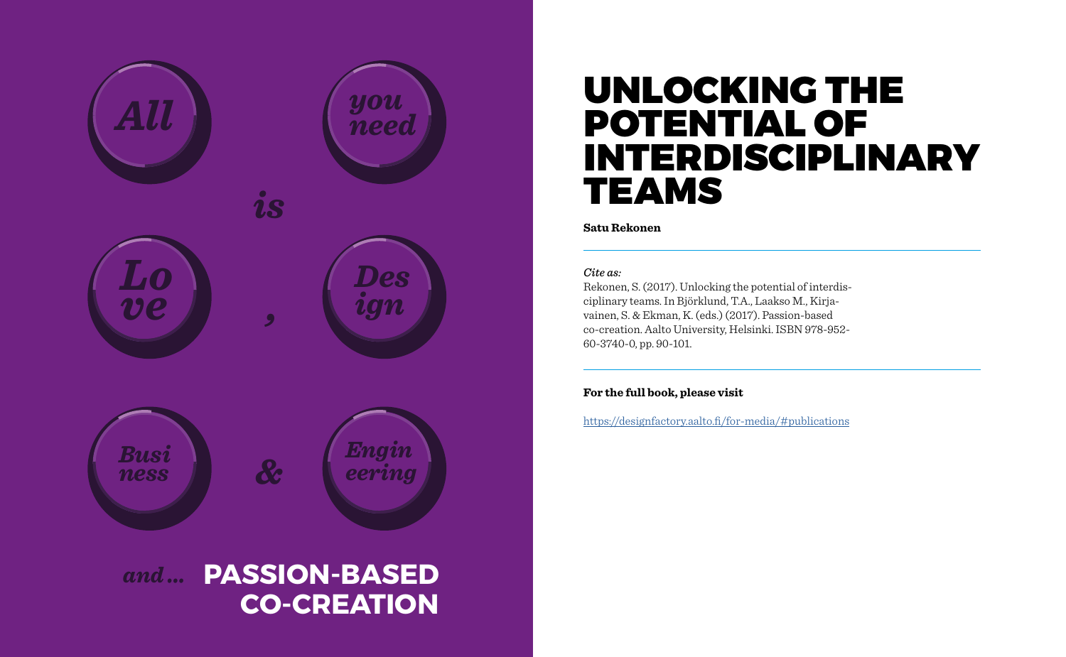All you need is Love, Design, Business & Engineering

*and…* **PASSION-BASED CO-CREATION**

# UNLOCKING THE POTENTIAL OF INTERDISCIPLINARY TEAMS

**Satu Rekonen**

---

*Cite as:*

Rekonen, S. (2017). Unlocking the potential of interdisciplinary teams. In Björklund, T.A., Laakso M., Kirjavainen, S. & Ekman, K. (eds.) (2017). Passion-based co-creation. Aalto University, Helsinki. ISBN 978-952-60-3740-0, pp. 90-101.

---

**For the full book, please visit**

https://designfactory.aalto.fi/for-media/#publications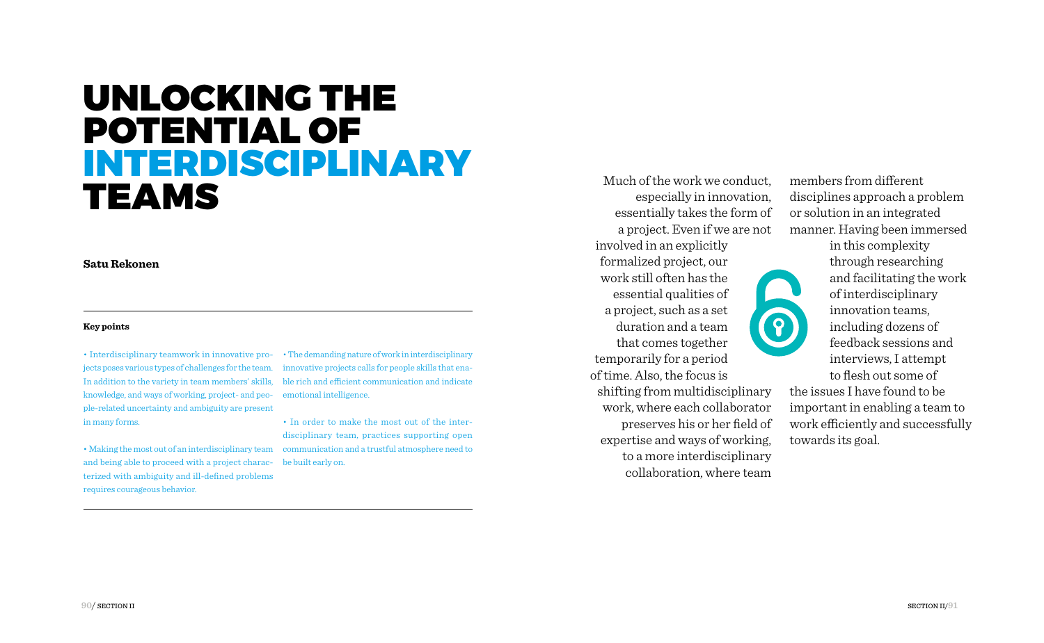# UNLOCKING THE POTENTIAL OF INTERDISCIPLINARY TEAMS

**Satu Rekonen**

**Key points**

- Interdisciplinary teamwork in innovative projects poses various types of challenges for the team. In addition to the variety in team members' skills, knowledge, and ways of working, project- and people-related uncertainty and ambiguity are present in many forms.
- Making the most out of an interdisciplinary team and being able to proceed with a project characterized with ambiguity and ill-defined problems requires courageous behavior.
- The demanding nature of work in interdisciplinary innovative projects calls for people skills that enable rich and efficient communication and indicate emotional intelligence.
- In order to make the most out of the interdisciplinary team, practices supporting open communication and a trustful atmosphere need to be built early on.

Much of the work we conduct, especially in innovation, essentially takes the form of a project. Even if we are not involved in an explicitly formalized project, our work still often has the essential qualities of a project, such as a set duration and a team that comes together temporarily for a period of time. Also, the focus is shifting from multidisciplinary work, where each collaborator preserves his or her field of expertise and ways of working, to a more interdisciplinary collaboration, where team members from different disciplines approach a problem or solution in an integrated manner. Having been immersed in this complexity through researching and facilitating the work of interdisciplinary innovation teams, including dozens of feedback sessions and interviews, I attempt to flesh out some of the issues I have found to be important in enabling a team to work efficiently and successfully towards its goal.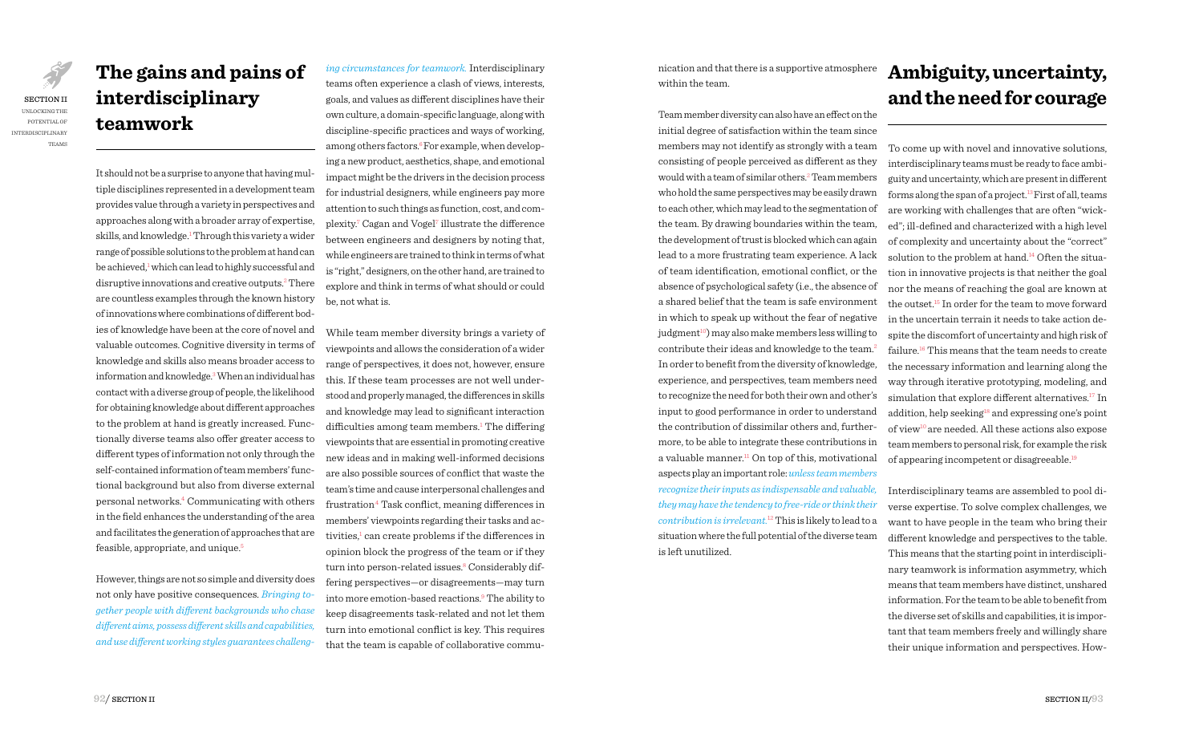## The gains and pains of interdisciplinary teamwork

It should not be a surprise to anyone that having multiple disciplines represented in a development team provides value through a variety in perspectives and approaches along with a broader array of expertise, skills, and knowledge.[1] Through this variety a wider range of possible solutions to the problem at hand can be achieved,[1] which can lead to highly successful and disruptive innovations and creative outputs.[2] There are countless examples through the known history of innovations where combinations of different bodies of knowledge have been at the core of novel and valuable outcomes. Cognitive diversity in terms of knowledge and skills also means broader access to information and knowledge.[3] When an individual has contact with a diverse group of people, the likelihood for obtaining knowledge about different approaches to the problem at hand is greatly increased. Functionally diverse teams also offer greater access to different types of information not only through the self-contained information of team members' functional background but also from diverse external personal networks.[4] Communicating with others in the field enhances the understanding of the area and facilitates the generation of approaches that are feasible, appropriate, and unique.[5]

However, things are not so simple and diversity does not only have positive consequences. *Bringing together people with different backgrounds who chase different aims, possess different skills and capabilities, and use different working styles guarantees challenging circumstances for teamwork.* Interdisciplinary teams often experience a clash of views, interests, goals, and values as different disciplines have their own culture, a domain-specific language, along with discipline-specific practices and ways of working, among others factors.[6] For example, when developing a new product, aesthetics, shape, and emotional impact might be the drivers in the decision process for industrial designers, while engineers pay more attention to such things as function, cost, and complexity.[7] Cagan and Vogel[7] illustrate the difference between engineers and designers by noting that, while engineers are trained to think in terms of what is "right," designers, on the other hand, are trained to explore and think in terms of what should or could be, not what is.

While team member diversity brings a variety of viewpoints and allows the consideration of a wider range of perspectives, it does not, however, ensure this. If these team processes are not well understood and properly managed, the differences in skills and knowledge may lead to significant interaction difficulties among team members.[1] The differing viewpoints that are essential in promoting creative new ideas and in making well-informed decisions are also possible sources of conflict that waste the team's time and cause interpersonal challenges and frustration[4] Task conflict, meaning differences in members' viewpoints regarding their tasks and activities,[1] can create problems if the differences in opinion block the progress of the team or if they turn into person-related issues.[8] Considerably differing perspectives—or disagreements—may turn into more emotion-based reactions.[9] The ability to keep disagreements task-related and not let them turn into emotional conflict is key. This requires that the team is capable of collaborative communication and that there is a supportive atmosphere within the team.

Team member diversity can also have an effect on the initial degree of satisfaction within the team since members may not identify as strongly with a team consisting of people perceived as different as they would with a team of similar others.[3] Team members who hold the same perspectives may be easily drawn to each other, which may lead to the segmentation of the team. By drawing boundaries within the team, the development of trust is blocked which can again lead to a more frustrating team experience. A lack of team identification, emotional conflict, or the absence of psychological safety (i.e., the absence of a shared belief that the team is safe environment in which to speak up without the fear of negative judgment[10]) may also make members less willing to contribute their ideas and knowledge to the team.[2] In order to benefit from the diversity of knowledge, experience, and perspectives, team members need to recognize the need for both their own and other's input to good performance in order to understand the contribution of dissimilar others and, furthermore, to be able to integrate these contributions in a valuable manner.[11] On top of this, motivational aspects play an important role: *unless team members recognize their inputs as indispensable and valuable, they may have the tendency to free-ride or think their contribution is irrelevant.*[12] This is likely to lead to a situation where the full potential of the diverse team is left unutilized.

## Ambiguity, uncertainty, and the need for courage

To come up with novel and innovative solutions, interdisciplinary teams must be ready to face ambiguity and uncertainty, which are present in different forms along the span of a project.[13] First of all, teams are working with challenges that are often "wicked"; ill-defined and characterized with a high level of complexity and uncertainty about the "correct" solution to the problem at hand.[14] Often the situation in innovative projects is that neither the goal nor the means of reaching the goal are known at the outset.[15] In order for the team to move forward in the uncertain terrain it needs to take action despite the discomfort of uncertainty and high risk of failure.[16] This means that the team needs to create the necessary information and learning along the way through iterative prototyping, modeling, and simulation that explore different alternatives.[17] In addition, help seeking[18] and expressing one's point of view[10] are needed. All these actions also expose team members to personal risk, for example the risk of appearing incompetent or disagreeable.[19]

Interdisciplinary teams are assembled to pool diverse expertise. To solve complex challenges, we want to have people in the team who bring their different knowledge and perspectives to the table. This means that the starting point in interdisciplinary teamwork is information asymmetry, which means that team members have distinct, unshared information. For the team to be able to benefit from the diverse set of skills and capabilities, it is important that team members freely and willingly share their unique information and perspectives. How-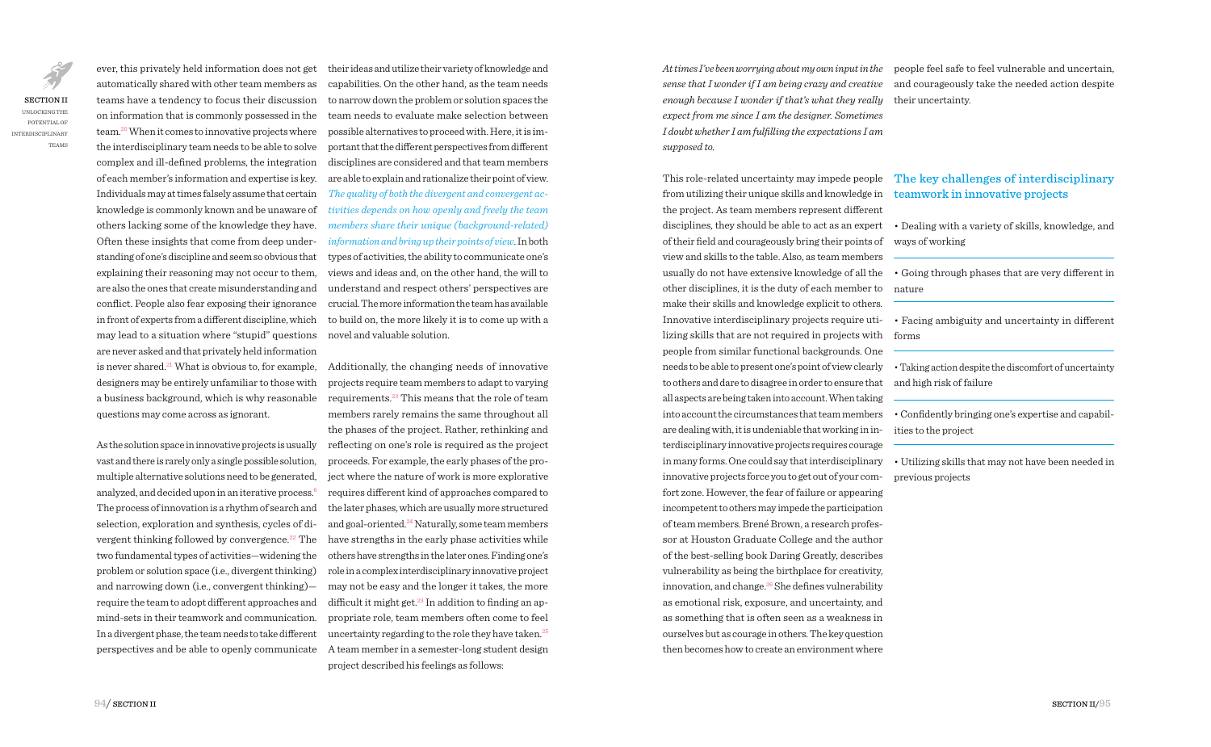ever, this privately held information does not get automatically shared with other team members as teams have a tendency to focus their discussion on information that is commonly possessed in the team.[20] When it comes to innovative projects where the interdisciplinary team needs to be able to solve complex and ill-defined problems, the integration of each member's information and expertise is key. Individuals may at times falsely assume that certain knowledge is commonly known and be unaware of others lacking some of the knowledge they have. Often these insights that come from deep understanding of one's discipline and seem so obvious that explaining their reasoning may not occur to them, are also the ones that create misunderstanding and conflict. People also fear exposing their ignorance in front of experts from a different discipline, which may lead to a situation where "stupid" questions are never asked and that privately held information is never shared.[21] What is obvious to, for example, designers may be entirely unfamiliar to those with a business background, which is why reasonable questions may come across as ignorant.

As the solution space in innovative projects is usually vast and there is rarely only a single possible solution, multiple alternative solutions need to be generated, analyzed, and decided upon in an iterative process.[8] The process of innovation is a rhythm of search and selection, exploration and synthesis, cycles of divergent thinking followed by convergence.[22] The two fundamental types of activities—widening the problem or solution space (i.e., divergent thinking) and narrowing down (i.e., convergent thinking)—require the team to adopt different approaches and mind-sets in their teamwork and communication. In a divergent phase, the team needs to take different perspectives and be able to openly communicate their ideas and utilize their variety of knowledge and capabilities. On the other hand, as the team needs to narrow down the problem or solution spaces the team needs to evaluate make selection between possible alternatives to proceed with. Here, it is important that the different perspectives from different disciplines are considered and that team members are able to explain and rationalize their point of view. *The quality of both the divergent and convergent activities depends on how openly and freely the team members share their unique (background-related) information and bring up their points of view.* In both types of activities, the ability to communicate one's views and ideas and, on the other hand, the will to understand and respect others' perspectives are crucial. The more information the team has available to build on, the more likely it is to come up with a novel and valuable solution.

Additionally, the changing needs of innovative projects require team members to adapt to varying requirements.[23] This means that the role of team members rarely remains the same throughout all the phases of the project. Rather, rethinking and reflecting on one's role is required as the project proceeds. For example, the early phases of the project where the nature of work is more explorative requires different kind of approaches compared to the later phases, which are usually more structured and goal-oriented.[24] Naturally, some team members have strengths in the early phase activities while others have strengths in the later ones. Finding one's role in a complex interdisciplinary innovative project may not be easy and the longer it takes, the more difficult it might get.[23] In addition to finding an appropriate role, team members often come to feel uncertainty regarding to the role they have taken.[25] A team member in a semester-long student design project described his feelings as follows:

*At times I've been worrying about my own input in the sense that I wonder if I am being crazy and creative enough because I wonder if that's what they really expect from me since I am the designer. Sometimes I doubt whether I am fulfilling the expectations I am supposed to.*

This role-related uncertainty may impede people from utilizing their unique skills and knowledge in the project. As team members represent different disciplines, they should be able to act as an expert of their field and courageously bring their points of view and skills to the table. Also, as team members usually do not have extensive knowledge of all the other disciplines, it is the duty of each member to make their skills and knowledge explicit to others. Innovative interdisciplinary projects require utilizing skills that are not required in projects with people from similar functional backgrounds. One needs to be able to present one's point of view clearly to others and dare to disagree in order to ensure that all aspects are being taken into account. When taking into account the circumstances that team members are dealing with, it is undeniable that working in interdisciplinary innovative projects requires courage in many forms. One could say that interdisciplinary innovative projects force you to get out of your comfort zone. However, the fear of failure or appearing incompetent to others may impede the participation of team members. Brené Brown, a research professor at Houston Graduate College and the author of the best-selling book Daring Greatly, describes vulnerability as being the birthplace for creativity, innovation, and change.[26] She defines vulnerability as emotional risk, exposure, and uncertainty, and as something that is often seen as a weakness in ourselves but as courage in others. The key question then becomes how to create an environment where people feel safe to feel vulnerable and uncertain, and courageously take the needed action despite their uncertainty.

## The key challenges of interdisciplinary teamwork in innovative projects

- Dealing with a variety of skills, knowledge, and ways of working
- Going through phases that are very different in nature
- Facing ambiguity and uncertainty in different forms
- Taking action despite the discomfort of uncertainty and high risk of failure
- Confidently bringing one's expertise and capabilities to the project
- Utilizing skills that may not have been needed in previous projects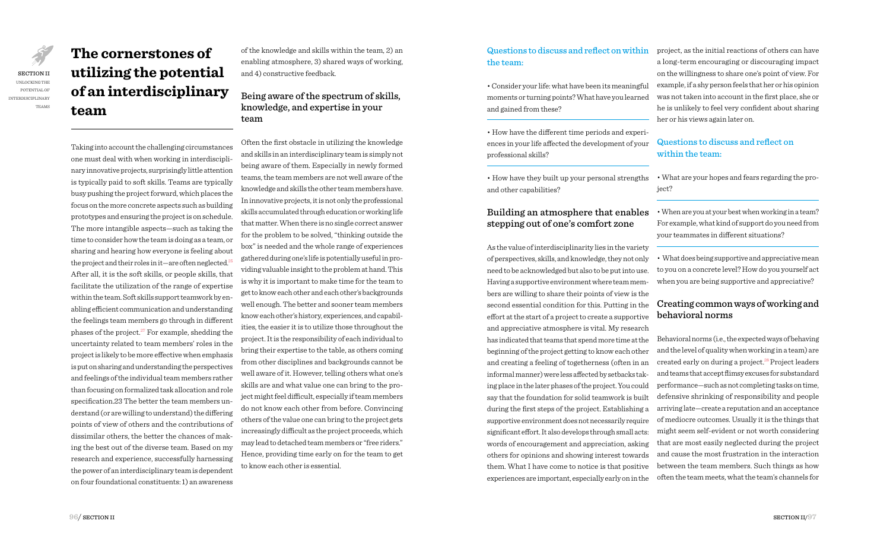# The cornerstones of utilizing the potential of an interdisciplinary team

Taking into account the challenging circumstances one must deal with when working in interdisciplinary innovative projects, surprisingly little attention is typically paid to soft skills. Teams are typically busy pushing the project forward, which places the focus on the more concrete aspects such as building prototypes and ensuring the project is on schedule. The more intangible aspects—such as taking the time to consider how the team is doing as a team, or sharing and hearing how everyone is feeling about the project and their roles in it—are often neglected.[25] After all, it is the soft skills, or people skills, that facilitate the utilization of the range of expertise within the team. Soft skills support teamwork by enabling efficient communication and understanding the feelings team members go through in different phases of the project.[27] For example, shedding the uncertainty related to team members' roles in the project is likely to be more effective when emphasis is put on sharing and understanding the perspectives and feelings of the individual team members rather than focusing on formalized task allocation and role specification.23 The better the team members understand (or are willing to understand) the differing points of view of others and the contributions of dissimilar others, the better the chances of making the best out of the diverse team. Based on my research and experience, successfully harnessing the power of an interdisciplinary team is dependent on four foundational constituents: 1) an awareness of the knowledge and skills within the team, 2) an enabling atmosphere, 3) shared ways of working, and 4) constructive feedback.

## Being aware of the spectrum of skills, knowledge, and expertise in your team

Often the first obstacle in utilizing the knowledge and skills in an interdisciplinary team is simply not being aware of them. Especially in newly formed teams, the team members are not well aware of the knowledge and skills the other team members have. In innovative projects, it is not only the professional skills accumulated through education or working life that matter. When there is no single correct answer for the problem to be solved, "thinking outside the box" is needed and the whole range of experiences gathered during one's life is potentially useful in providing valuable insight to the problem at hand. This is why it is important to make time for the team to get to know each other and each other's backgrounds well enough. The better and sooner team members know each other's history, experiences, and capabilities, the easier it is to utilize those throughout the project. It is the responsibility of each individual to bring their expertise to the table, as others coming from other disciplines and backgrounds cannot be well aware of it. However, telling others what one's skills are and what value one can bring to the project might feel difficult, especially if team members do not know each other from before. Convincing others of the value one can bring to the project gets increasingly difficult as the project proceeds, which may lead to detached team members or "free riders." Hence, providing time early on for the team to get to know each other is essential.

### Questions to discuss and reflect on within the team:

- Consider your life: what have been its meaningful moments or turning points? What have you learned and gained from these?
- How have the different time periods and experiences in your life affected the development of your professional skills?
- How have they built up your personal strengths and other capabilities?

## Building an atmosphere that enables stepping out of one's comfort zone

As the value of interdisciplinarity lies in the variety of perspectives, skills, and knowledge, they not only need to be acknowledged but also to be put into use. Having a supportive environment where team members are willing to share their points of view is the second essential condition for this. Putting in the effort at the start of a project to create a supportive and appreciative atmosphere is vital. My research has indicated that teams that spend more time at the beginning of the project getting to know each other and creating a feeling of togetherness (often in an informal manner) were less affected by setbacks taking place in the later phases of the project. You could say that the foundation for solid teamwork is built during the first steps of the project. Establishing a supportive environment does not necessarily require significant effort. It also develops through small acts: words of encouragement and appreciation, asking others for opinions and showing interest towards them. What I have come to notice is that positive experiences are important, especially early on in the project, as the initial reactions of others can have a long-term encouraging or discouraging impact on the willingness to share one's point of view. For example, if a shy person feels that her or his opinion was not taken into account in the first place, she or he is unlikely to feel very confident about sharing her or his views again later on.

### Questions to discuss and reflect on within the team:

- What are your hopes and fears regarding the project?
- When are you at your best when working in a team? For example, what kind of support do you need from your teammates in different situations?
- What does being supportive and appreciative mean to you on a concrete level? How do you yourself act when you are being supportive and appreciative?

## Creating common ways of working and behavioral norms

Behavioral norms (i.e., the expected ways of behaving and the level of quality when working in a team) are created early on during a project.[28] Project leaders and teams that accept flimsy excuses for substandard performance—such as not completing tasks on time, defensive shrinking of responsibility and people arriving late—create a reputation and an acceptance of mediocre outcomes. Usually it is the things that might seem self-evident or not worth considering that are most easily neglected during the project and cause the most frustration in the interaction between the team members. Such things as how often the team meets, what the team's channels for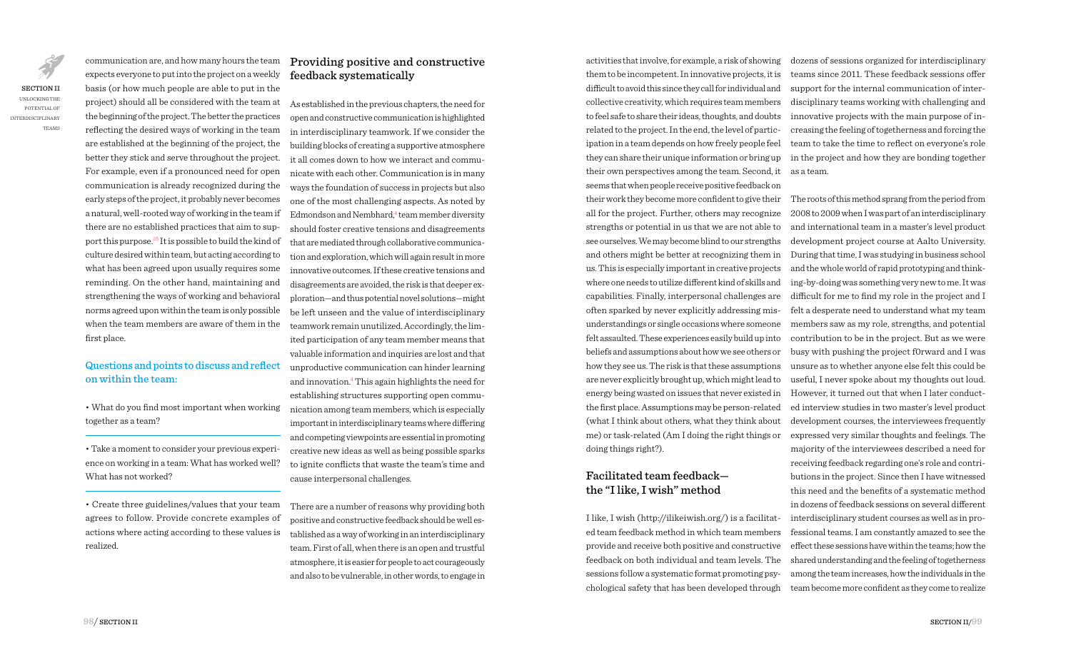communication are, and how many hours the team expects everyone to put into the project on a weekly basis (or how much people are able to put in the project) should all be considered with the team at the beginning of the project. The better the practices reflecting the desired ways of working in the team are established at the beginning of the project, the better they stick and serve throughout the project. For example, even if a pronounced need for open communication is already recognized during the early steps of the project, it probably never becomes a natural, well-rooted way of working in the team if there are no established practices that aim to support this purpose.[25] It is possible to build the kind of culture desired within team, but acting according to what has been agreed upon usually requires some reminding. On the other hand, maintaining and strengthening the ways of working and behavioral norms agreed upon within the team is only possible when the team members are aware of them in the first place.

### Questions and points to discuss and reflect on within the team:

- What do you find most important when working together as a team?

- Take a moment to consider your previous experience on working in a team: What has worked well? What has not worked?

- Create three guidelines/values that your team agrees to follow. Provide concrete examples of actions where acting according to these values is realized.

## Providing positive and constructive feedback systematically

As established in the previous chapters, the need for open and constructive communication is highlighted in interdisciplinary teamwork. If we consider the building blocks of creating a supportive atmosphere it all comes down to how we interact and communicate with each other. Communication is in many ways the foundation of success in projects but also one of the most challenging aspects. As noted by Edmondson and Nembhard,[4] team member diversity should foster creative tensions and disagreements that are mediated through collaborative communication and exploration, which will again result in more innovative outcomes. If these creative tensions and disagreements are avoided, the risk is that deeper exploration—and thus potential novel solutions—might be left unseen and the value of interdisciplinary teamwork remain unutilized. Accordingly, the limited participation of any team member means that valuable information and inquiries are lost and that unproductive communication can hinder learning and innovation.[4] This again highlights the need for establishing structures supporting open communication among team members, which is especially important in interdisciplinary teams where differing and competing viewpoints are essential in promoting creative new ideas as well as being possible sparks to ignite conflicts that waste the team's time and cause interpersonal challenges.

There are a number of reasons why providing both positive and constructive feedback should be well established as a way of working in an interdisciplinary team. First of all, when there is an open and trustful atmosphere, it is easier for people to act courageously and also to be vulnerable, in other words, to engage in activities that involve, for example, a risk of showing them to be incompetent. In innovative projects, it is difficult to avoid this since they call for individual and collective creativity, which requires team members to feel safe to share their ideas, thoughts, and doubts related to the project. In the end, the level of participation in a team depends on how freely people feel they can share their unique information or bring up their own perspectives among the team. Second, it seems that when people receive positive feedback on their work they become more confident to give their all for the project. Further, others may recognize strengths or potential in us that we are not able to see ourselves. We may become blind to our strengths and others might be better at recognizing them in us. This is especially important in creative projects where one needs to utilize different kind of skills and capabilities. Finally, interpersonal challenges are often sparked by never explicitly addressing misunderstandings or single occasions where someone felt assaulted. These experiences easily build up into beliefs and assumptions about how we see others or how they see us. The risk is that these assumptions are never explicitly brought up, which might lead to energy being wasted on issues that never existed in the first place. Assumptions may be person-related (what I think about others, what they think about me) or task-related (Am I doing the right things or doing things right?).

### Facilitated team feedback—the "I like, I wish" method

I like, I wish (http://ilikeiwish.org/) is a facilitated team feedback method in which team members provide and receive both positive and constructive feedback on both individual and team levels. The sessions follow a systematic format promoting psychological safety that has been developed through dozens of sessions organized for interdisciplinary teams since 2011. These feedback sessions offer support for the internal communication of interdisciplinary teams working with challenging and innovative projects with the main purpose of increasing the feeling of togetherness and forcing the team to take the time to reflect on everyone's role in the project and how they are bonding together as a team.

The roots of this method sprang from the period from 2008 to 2009 when I was part of an interdisciplinary and international team in a master's level product development project course at Aalto University. During that time, I was studying in business school and the whole world of rapid prototyping and thinking-by-doing was something very new to me. It was difficult for me to find my role in the project and I felt a desperate need to understand what my team members saw as my role, strengths, and potential contribution to be in the project. But as we were busy with pushing the project f0rward and I was unsure as to whether anyone else felt this could be useful, I never spoke about my thoughts out loud. However, it turned out that when I later conducted interview studies in two master's level product development courses, the interviewees frequently expressed very similar thoughts and feelings. The majority of the interviewees described a need for receiving feedback regarding one's role and contributions in the project. Since then I have witnessed this need and the benefits of a systematic method in dozens of feedback sessions on several different interdisciplinary student courses as well as in professional teams. I am constantly amazed to see the effect these sessions have within the teams; how the shared understanding and the feeling of togetherness among the team increases, how the individuals in the team become more confident as they come to realize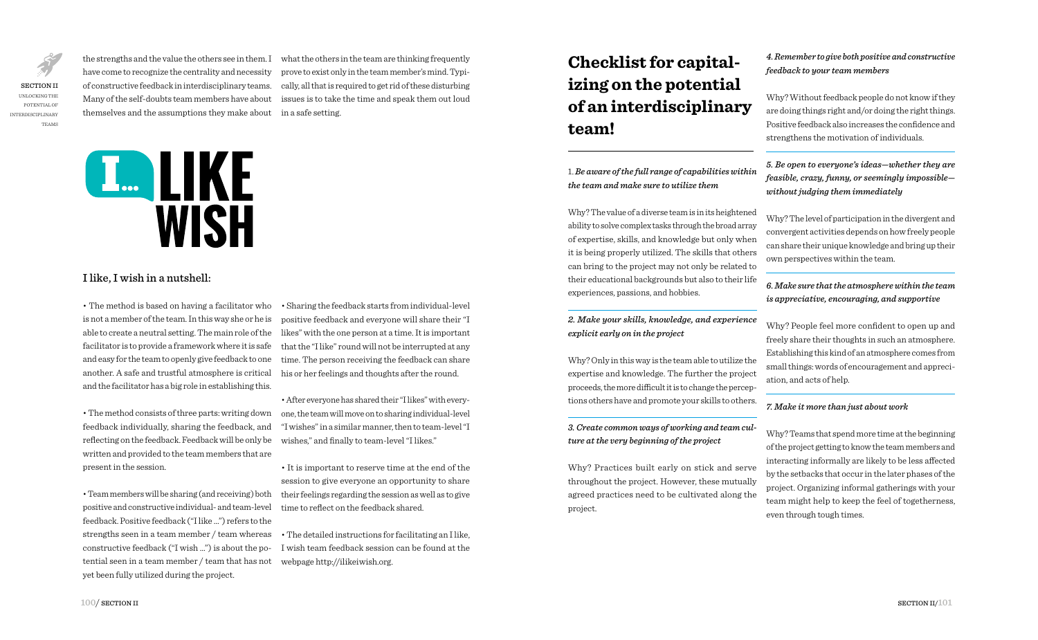the strengths and the value the others see in them. I have come to recognize the centrality and necessity of constructive feedback in interdisciplinary teams. Many of the self-doubts team members have about themselves and the assumptions they make about what the others in the team are thinking frequently prove to exist only in the team member's mind. Typically, all that is required to get rid of these disturbing issues is to take the time and speak them out loud in a safe setting.

# I... LIKE WISH

## I like, I wish in a nutshell:

• The method is based on having a facilitator who is not a member of the team. In this way she or he is able to create a neutral setting. The main role of the facilitator is to provide a framework where it is safe and easy for the team to openly give feedback to one another. A safe and trustful atmosphere is critical and the facilitator has a big role in establishing this.

• The method consists of three parts: writing down feedback individually, sharing the feedback, and reflecting on the feedback. Feedback will be only be written and provided to the team members that are present in the session.

• Team members will be sharing (and receiving) both positive and constructive individual- and team-level feedback. Positive feedback ("I like ...") refers to the strengths seen in a team member / team whereas constructive feedback ("I wish ...") is about the potential seen in a team member / team that has not yet been fully utilized during the project.

• Sharing the feedback starts from individual-level positive feedback and everyone will share their "I likes" with the one person at a time. It is important that the "I like" round will not be interrupted at any time. The person receiving the feedback can share his or her feelings and thoughts after the round.

• After everyone has shared their "I likes" with everyone, the team will move on to sharing individual-level "I wishes" in a similar manner, then to team-level "I wishes," and finally to team-level "I likes."

• It is important to reserve time at the end of the session to give everyone an opportunity to share their feelings regarding the session as well as to give time to reflect on the feedback shared.

• The detailed instructions for facilitating an I like, I wish team feedback session can be found at the webpage http://ilikeiwish.org.

# Checklist for capitalizing on the potential of an interdisciplinary team!

1. *Be aware of the full range of capabilities within the team and make sure to utilize them*

Why? The value of a diverse team is in its heightened ability to solve complex tasks through the broad array of expertise, skills, and knowledge but only when it is being properly utilized. The skills that others can bring to the project may not only be related to their educational backgrounds but also to their life experiences, passions, and hobbies.

*2. Make your skills, knowledge, and experience explicit early on in the project*

Why? Only in this way is the team able to utilize the expertise and knowledge. The further the project proceeds, the more difficult it is to change the perceptions others have and promote your skills to others.

*3. Create common ways of working and team culture at the very beginning of the project*

Why? Practices built early on stick and serve throughout the project. However, these mutually agreed practices need to be cultivated along the project.

*4. Remember to give both positive and constructive feedback to your team members*

Why? Without feedback people do not know if they are doing things right and/or doing the right things. Positive feedback also increases the confidence and strengthens the motivation of individuals.

*5. Be open to everyone's ideas—whether they are feasible, crazy, funny, or seemingly impossible—without judging them immediately*

Why? The level of participation in the divergent and convergent activities depends on how freely people can share their unique knowledge and bring up their own perspectives within the team.

*6. Make sure that the atmosphere within the team is appreciative, encouraging, and supportive*

Why? People feel more confident to open up and freely share their thoughts in such an atmosphere. Establishing this kind of an atmosphere comes from small things: words of encouragement and appreciation, and acts of help.

*7. Make it more than just about work*

Why? Teams that spend more time at the beginning of the project getting to know the team members and interacting informally are likely to be less affected by the setbacks that occur in the later phases of the project. Organizing informal gatherings with your team might help to keep the feel of togetherness, even through tough times.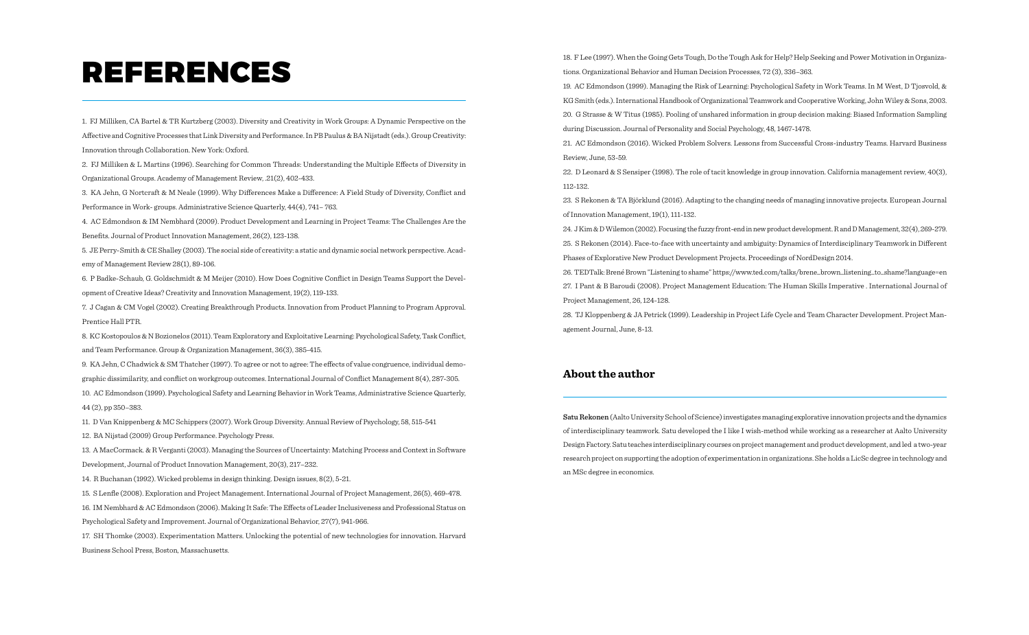# REFERENCES

1. FJ Milliken, CA Bartel & TR Kurtzberg (2003). Diversity and Creativity in Work Groups: A Dynamic Perspective on the Affective and Cognitive Processes that Link Diversity and Performance. In PB Paulus & BA Nijstadt (eds.). Group Creativity: Innovation through Collaboration. New York: Oxford.
2. FJ Milliken & L Martins (1996). Searching for Common Threads: Understanding the Multiple Effects of Diversity in Organizational Groups. Academy of Management Review, .21(2), 402-433.
3. KA Jehn, G Nortcraft & M Neale (1999). Why Differences Make a Difference: A Field Study of Diversity, Conflict and Performance in Work- groups. Administrative Science Quarterly, 44(4), 741– 763.
4. AC Edmondson & IM Nembhard (2009). Product Development and Learning in Project Teams: The Challenges Are the Benefits. Journal of Product Innovation Management, 26(2), 123-138.
5. JE Perry-Smith & CE Shalley (2003). The social side of creativity: a static and dynamic social network perspective. Academy of Management Review 28(1), 89-106.
6. P Badke-Schaub, G. Goldschmidt & M Meijer (2010). How Does Cognitive Conflict in Design Teams Support the Development of Creative Ideas? Creativity and Innovation Management, 19(2), 119-133.
7. J Cagan & CM Vogel (2002). Creating Breakthrough Products. Innovation from Product Planning to Program Approval. Prentice Hall PTR.
8. KC Kostopoulos & N Bozionelos (2011). Team Exploratory and Exploitative Learning: Psychological Safety, Task Conflict, and Team Performance. Group & Organization Management, 36(3), 385-415.
9. KA Jehn, C Chadwick & SM Thatcher (1997). To agree or not to agree: The effects of value congruence, individual demographic dissimilarity, and conflict on workgroup outcomes. International Journal of Conflict Management 8(4), 287-305.
10. AC Edmondson (1999). Psychological Safety and Learning Behavior in Work Teams, Administrative Science Quarterly, 44 (2), pp 350–383.
11. D Van Knippenberg & MC Schippers (2007). Work Group Diversity. Annual Review of Psychology, 58, 515-541
12. BA Nijstad (2009) Group Performance. Psychology Press.
13. A MacCormack. & R Verganti (2003). Managing the Sources of Uncertainty: Matching Process and Context in Software Development, Journal of Product Innovation Management, 20(3), 217–232.
14. R Buchanan (1992). Wicked problems in design thinking. Design issues, 8(2), 5-21.
15. S Lenfle (2008). Exploration and Project Management. International Journal of Project Management, 26(5), 469–478.
16. IM Nembhard & AC Edmondson (2006). Making It Safe: The Effects of Leader Inclusiveness and Professional Status on Psychological Safety and Improvement. Journal of Organizational Behavior, 27(7), 941-966.
17. SH Thomke (2003). Experimentation Matters. Unlocking the potential of new technologies for innovation. Harvard Business School Press, Boston, Massachusetts.
18. F Lee (1997). When the Going Gets Tough, Do the Tough Ask for Help? Help Seeking and Power Motivation in Organizations. Organizational Behavior and Human Decision Processes, 72 (3), 336–363.
19. AC Edmondson (1999). Managing the Risk of Learning: Psychological Safety in Work Teams. In M West, D Tjosvold, & KG Smith (eds.). International Handbook of Organizational Teamwork and Cooperative Working, John Wiley & Sons, 2003.
20. G Strasse & W Titus (1985). Pooling of unshared information in group decision making: Biased Information Sampling during Discussion. Journal of Personality and Social Psychology, 48, 1467-1478.
21. AC Edmondson (2016). Wicked Problem Solvers. Lessons from Successful Cross-industry Teams. Harvard Business Review, June, 53-59.
22. D Leonard & S Sensiper (1998). The role of tacit knowledge in group innovation. California management review, 40(3), 112-132.
23. S Rekonen & TA Björklund (2016). Adapting to the changing needs of managing innovative projects. European Journal of Innovation Management, 19(1), 111-132.
24. J Kim & D Wilemon (2002). Focusing the fuzzy front-end in new product development. R and D Management, 32(4), 269-279.
25. S Rekonen (2014). Face-to-face with uncertainty and ambiguity: Dynamics of Interdisciplinary Teamwork in Different Phases of Explorative New Product Development Projects. Proceedings of NordDesign 2014.
26. TEDTalk: Brené Brown "Listening to shame" https://www.ted.com/talks/brene_brown_listening_to_shame?language=en
27. I Pant & B Baroudi (2008). Project Management Education: The Human Skills Imperative . International Journal of Project Management, 26, 124-128.
28. TJ Kloppenberg & JA Petrick (1999). Leadership in Project Life Cycle and Team Character Development. Project Management Journal, June, 8-13.

## About the author

**Satu Rekonen** (Aalto University School of Science) investigates managing explorative innovation projects and the dynamics of interdisciplinary teamwork. Satu developed the I like I wish-method while working as a researcher at Aalto University Design Factory. Satu teaches interdisciplinary courses on project management and product development, and led a two-year research project on supporting the adoption of experimentation in organizations. She holds a LicSc degree in technology and an MSc degree in economics.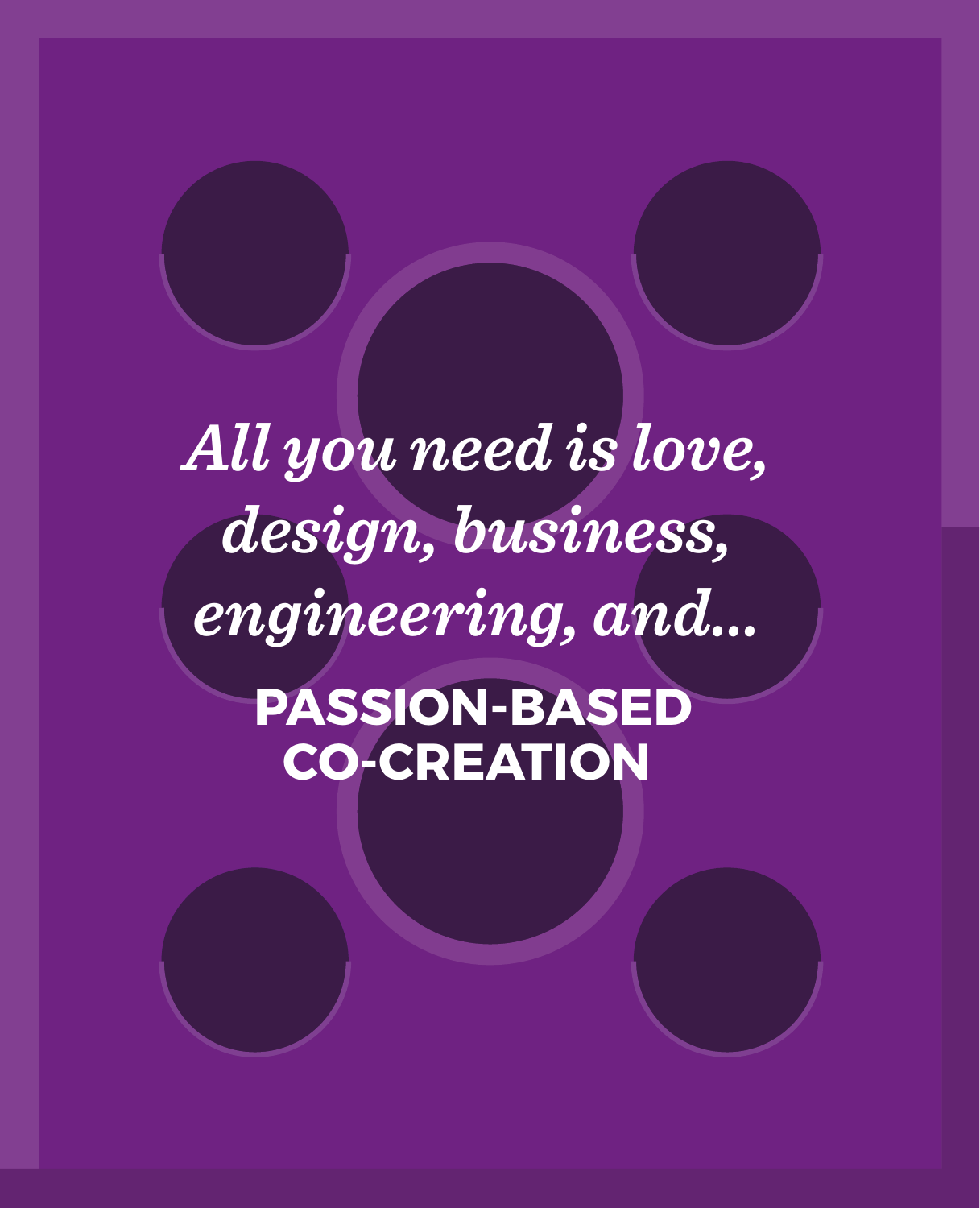*All you need is love, design, business, engineering, and...*

**PASSION-BASED CO-CREATION**